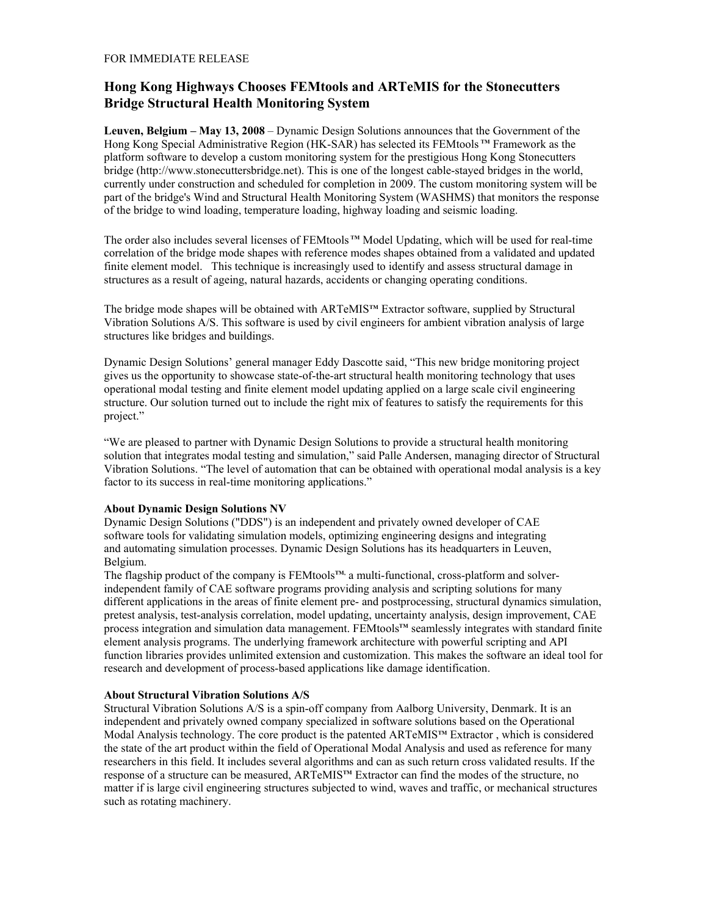FOR IMMEDIATE RELEASE

# Hong Kong Highways Chooses FEMtools and ARTeMIS for the Stonecutters Bridge Structural Health Monitoring System

**Leuven, Belgium – May 13, 2008** – Dynamic Design Solutions announces that the Government of the Hong Kong Special Administrative Region (HK-SAR) has selected its FEMtools™ Framework as the platform software to develop a custom monitoring system for the prestigious Hong Kong Stonecutters bridge (http://www.stonecuttersbridge.net). This is one of the longest cable-stayed bridges in the world, currently under construction and scheduled for completion in 2009. The custom monitoring system will be part of the bridge's Wind and Structural Health Monitoring System (WASHMS) that monitors the response of the bridge to wind loading, temperature loading, highway loading and seismic loading.

The order also includes several licenses of FEMtools™ Model Updating, which will be used for real-time correlation of the bridge mode shapes with reference modes shapes obtained from a validated and updated finite element model. This technique is increasingly used to identify and assess structural damage in structures as a result of ageing, natural hazards, accidents or changing operating conditions.

The bridge mode shapes will be obtained with ARTeMIS™ Extractor software, supplied by Structural Vibration Solutions A/S. This software is used by civil engineers for ambient vibration analysis of large structures like bridges and buildings.

Dynamic Design Solutions' general manager Eddy Dascotte said, "This new bridge monitoring project gives us the opportunity to showcase state-of-the-art structural health monitoring technology that uses operational modal testing and finite element model updating applied on a large scale civil engineering structure. Our solution turned out to include the right mix of features to satisfy the requirements for this project."

"We are pleased to partner with Dynamic Design Solutions to provide a structural health monitoring solution that integrates modal testing and simulation," said Palle Andersen, managing director of Structural Vibration Solutions. "The level of automation that can be obtained with operational modal analysis is a key factor to its success in real-time monitoring applications."

**About Dynamic Design Solutions NV**

Dynamic Design Solutions ("DDS") is an independent and privately owned developer of CAE software tools for validating simulation models, optimizing engineering designs and integrating and automating simulation processes. Dynamic Design Solutions has its headquarters in Leuven, Belgium.

The flagship product of the company is FEMtools™, a multi-functional, cross-platform and solver-independent family of CAE software programs providing analysis and scripting solutions for many different applications in the areas of finite element pre- and postprocessing, structural dynamics simulation, pretest analysis, test-analysis correlation, model updating, uncertainty analysis, design improvement, CAE process integration and simulation data management. FEMtools™ seamlessly integrates with standard finite element analysis programs. The underlying framework architecture with powerful scripting and API function libraries provides unlimited extension and customization. This makes the software an ideal tool for research and development of process-based applications like damage identification.

**About Structural Vibration Solutions A/S**

Structural Vibration Solutions A/S is a spin-off company from Aalborg University, Denmark. It is an independent and privately owned company specialized in software solutions based on the Operational Modal Analysis technology. The core product is the patented ARTeMIS™ Extractor , which is considered the state of the art product within the field of Operational Modal Analysis and used as reference for many researchers in this field. It includes several algorithms and can as such return cross validated results. If the response of a structure can be measured, ARTeMIS™ Extractor can find the modes of the structure, no matter if is large civil engineering structures subjected to wind, waves and traffic, or mechanical structures such as rotating machinery.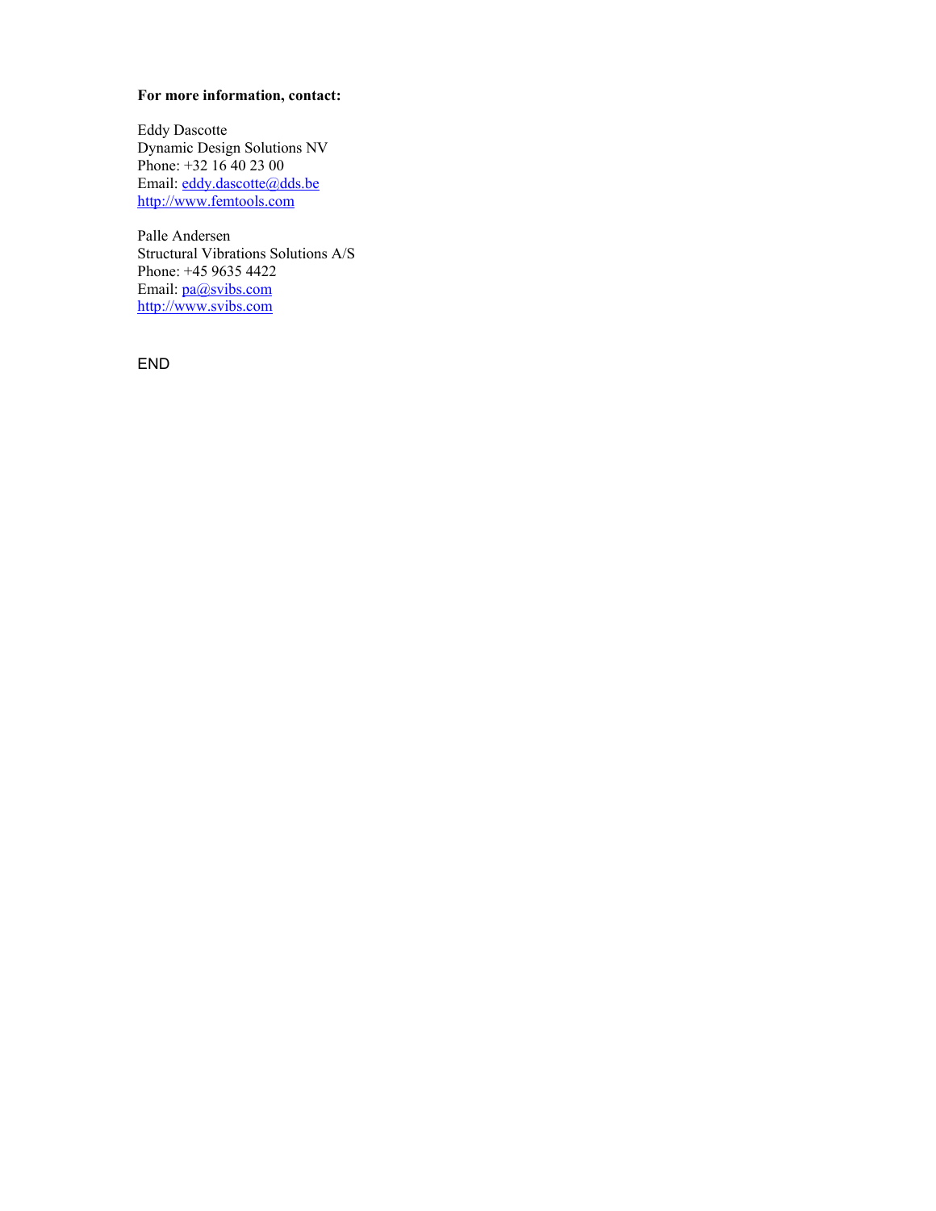**For more information, contact:**

Eddy Dascotte
Dynamic Design Solutions NV
Phone: +32 16 40 23 00
Email: eddy.dascotte@dds.be
http://www.femtools.com

Palle Andersen
Structural Vibrations Solutions A/S
Phone: +45 9635 4422
Email: pa@svibs.com
http://www.svibs.com

END